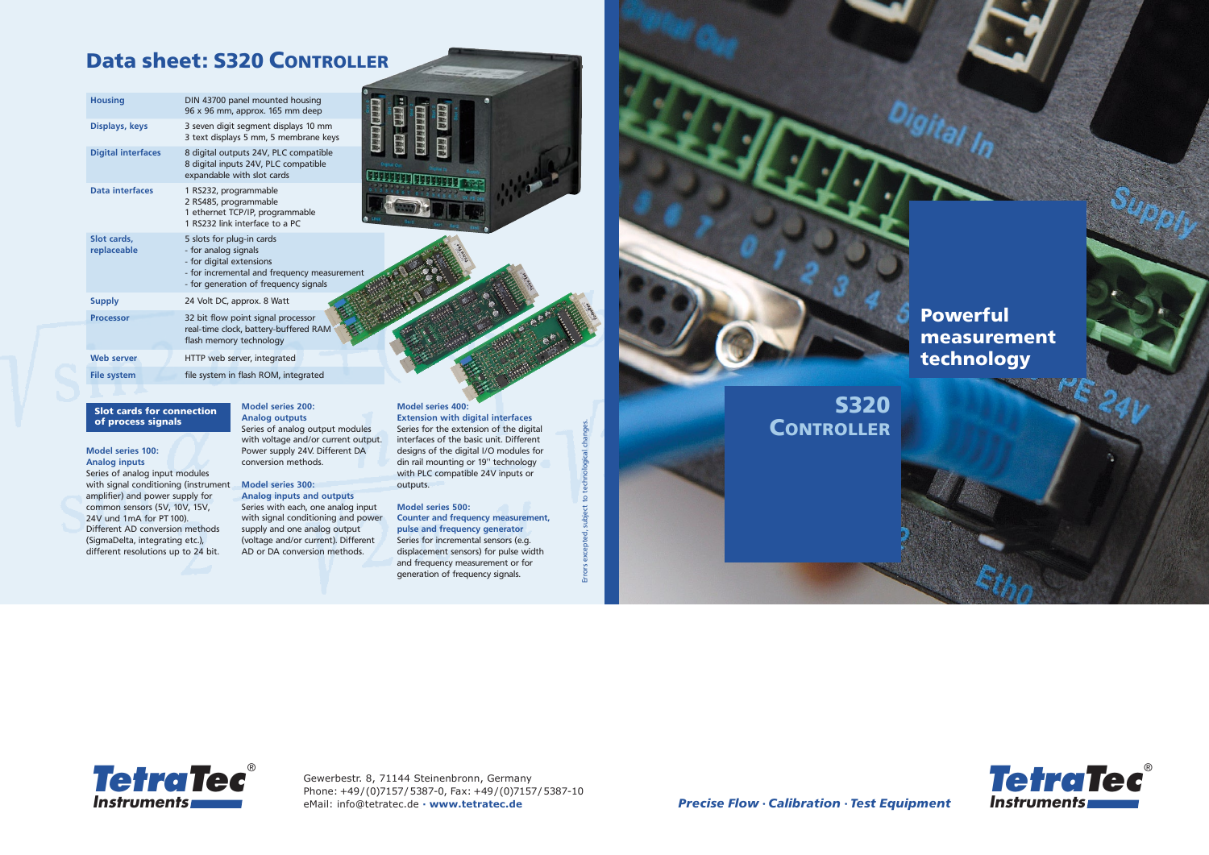# Data sheet: S320 Controller

| | |
|---|---|
| **Housing** | DIN 43700 panel mounted housing<br>96 x 96 mm, approx. 165 mm deep |
| **Displays, keys** | 3 seven digit segment displays 10 mm<br>3 text displays 5 mm, 5 membrane keys |
| **Digital interfaces** | 8 digital outputs 24V, PLC compatible<br>8 digital inputs 24V, PLC compatible<br>expandable with slot cards |
| **Data interfaces** | 1 RS232, programmable<br>2 RS485, programmable<br>1 ethernet TCP/IP, programmable<br>1 RS232 link interface to a PC |
| **Slot cards, replaceable** | 5 slots for plug-in cards<br>- for analog signals<br>- for digital extensions<br>- for incremental and frequency measurement<br>- for generation of frequency signals |
| **Supply** | 24 Volt DC, approx. 8 Watt |
| **Processor** | 32 bit flow point signal processor<br>real-time clock, battery-buffered RAM<br>flash memory technology |
| **Web server** | HTTP web server, integrated |
| **File system** | file system in flash ROM, integrated |

## Slot cards for connection of process signals

**Model series 100: Analog inputs**
Series of analog input modules with signal conditioning (instrument amplifier) and power supply for common sensors (5V, 10V, 15V, 24V und 1mA for PT 100). Different AD conversion methods (SigmaDelta, integrating etc.), different resolutions up to 24 bit.

**Model series 200: Analog outputs**
Series of analog output modules with voltage and/or current output. Power supply 24V. Different DA conversion methods.

**Model series 300: Analog inputs and outputs**
Series with each, one analog input with signal conditioning and power supply and one analog output (voltage and/or current). Different AD or DA conversion methods.

**Model series 400: Extension with digital interfaces**
Series for the extension of the digital interfaces of the basic unit. Different designs of the digital I/O modules for din rail mounting or 19'' technology with PLC compatible 24V inputs or outputs.

**Model series 500: Counter and frequency measurement, pulse and frequency generator**
Series for incremental sensors (e.g. displacement sensors) for pulse width and frequency measurement or for generation of frequency signals.

Errors excepted, subject to technological changes.

TetraTec® Instruments

Gewerbestr. 8, 71144 Steinenbronn, Germany
Phone: +49/(0)7157/5387-0, Fax: +49/(0)7157/5387-10
eMail: info@tetratec.de · www.tetratec.de

# Powerful measurement technology

# S320 Controller

*Precise Flow · Calibration · Test Equipment*

TetraTec® Instruments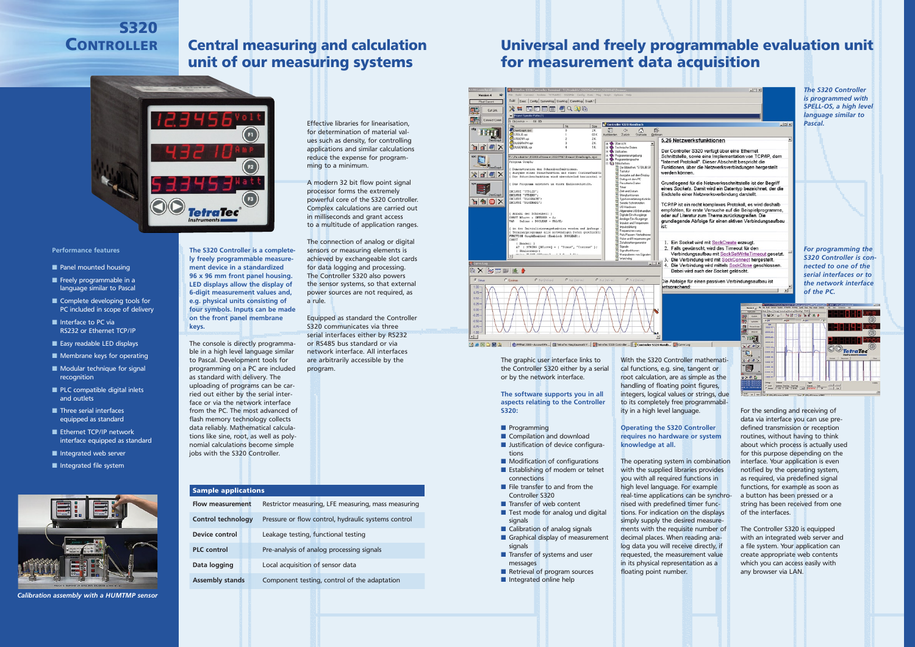# S320 Controller

## Central measuring and calculation unit of our measuring systems

### Performance features

- Panel mounted housing
- Freely programmable in a language similar to Pascal
- Complete developing tools for PC included in scope of delivery
- Interface to PC via RS232 or Ethernet TCP/IP
- Easy readable LED displays
- Membrane keys for operating
- Modular technique for signal recognition
- PLC compatible digital inlets and outlets
- Three serial interfaces equipped as standard
- Ethernet TCP/IP network interface equipped as standard
- Integrated web server
- Integrated file system

*Calibration assembly with a HUMTMP sensor*

**The S320 Controller is a completely freely programmable measurement device in a standardized 96 x 96 mm front panel housing. LED displays allow the display of 6-digit measurement values and, e.g. physical units consisting of four symbols. Inputs can be made on the front panel membrane keys.**

The console is directly programmable in a high level language similar to Pascal. Development tools for programming on a PC are included as standard with delivery. The uploading of programs can be carried out either by the serial interface or via the network interface from the PC. The most advanced of flash memory technology collects data reliably. Mathematical calculations like sine, root, as well as polynomial calculations become simple jobs with the S320 Controller.

Effective libraries for linearisation, for determination of material values such as density, for controlling applications and similar calculations reduce the expense for programming to a minimum.

A modern 32 bit flow point signal processor forms the extremely powerful core of the S320 Controller. Complex calculations are carried out in milliseconds and grant access to a multitude of application ranges.

The connection of analog or digital sensors or measuring elements is achieved by exchangeable slot cards for data logging and processing. The Controller S320 also powers the sensor systems, so that external power sources are not required, as a rule.

Equipped as standard the Controller S320 communicates via three serial interfaces either by RS232 or RS485 bus standard or via network interface. All interfaces are arbitrarily accessible by the program.

| Sample applications | |
|---|---|
| **Flow measurement** | Restrictor measuring, LFE measuring, mass measuring |
| **Control technology** | Pressure or flow control, hydraulic systems control |
| **Device control** | Leakage testing, functional testing |
| **PLC control** | Pre-analysis of analog processing signals |
| **Data logging** | Local acquisition of sensor data |
| **Assembly stands** | Component testing, control of the adaptation |

## Universal and freely programmable evaluation unit for measurement data acquisition

*The S320 Controller is programmed with SPELL-OS, a high level language similar to Pascal.*

*For programming the S320 Controller is connected to one of the serial interfaces or to the network interface of the PC.*

The graphic user interface links to the Controller S320 either by a serial or by the network interface.

**The software supports you in all aspects relating to the Controller S320:**

- Programming
- Compilation and download
- Justification of device configurations
- Modification of configurations
- Establishing of modem or telnet connections
- File transfer to and from the Controller S320
- Transfer of web content
- Test mode for analog und digital signals
- Calibration of analog signals
- Graphical display of measurement signals
- Transfer of systems and user messages
- Retrieval of program sources
- Integrated online help

With the S320 Controller mathematical functions, e.g. sine, tangent or root calculation, are as simple as the handling of floating point figures, integers, logical values or strings, due to its completely free programmability in a high level language.

**Operating the S320 Controller requires no hardware or system knowledge at all.**

The operating system in combination with the supplied libraries provides you with all required functions in high level language. For example real-time applications can be synchronised with predefined timer functions. For indication on the displays simply supply the desired measurements with the requisite number of decimal places. When reading analog data you will receive directly, if requested, the measurement value in its physical representation as a floating point number.

For the sending and receiving of data via interface you can use predefined transmission or reception routines, without having to think about which process is actually used for this purpose depending on the interface. Your application is even notified by the operating system, as required, via predefined signal functions, for example as soon as a button has been pressed or a string has been received from one of the interfaces.

The Controller S320 is equipped with an integrated web server and a file system. Your application can create appropriate web contents which you can access easily with any browser via LAN.